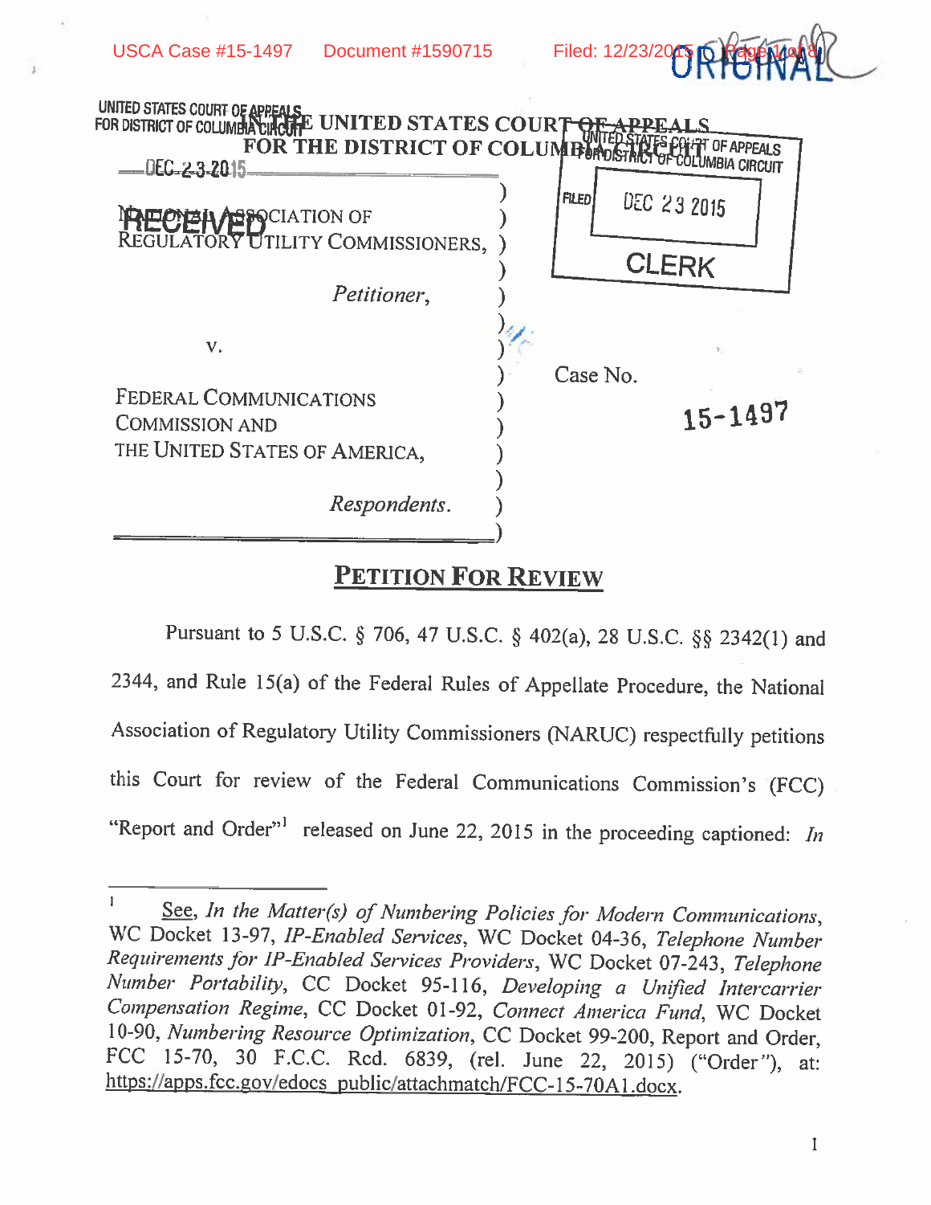IN THE UNITED STATES COURT OF APPEALS
FOR THE DISTRICT OF COLUMBIA CIRCUIT

NATIONAL ASSOCIATION OF REGULATORY UTILITY COMMISSIONERS,

*Petitioner*,

v.

FEDERAL COMMUNICATIONS COMMISSION AND THE UNITED STATES OF AMERICA,

*Respondents*.

Case No. 15-1497

## PETITION FOR REVIEW

Pursuant to 5 U.S.C. § 706, 47 U.S.C. § 402(a), 28 U.S.C. §§ 2342(1) and 2344, and Rule 15(a) of the Federal Rules of Appellate Procedure, the National Association of Regulatory Utility Commissioners (NARUC) respectfully petitions this Court for review of the Federal Communications Commission's (FCC) "Report and Order"[1] released on June 22, 2015 in the proceeding captioned: *In*

---

[1] See, *In the Matter(s) of Numbering Policies for Modern Communications*, WC Docket 13-97, *IP-Enabled Services*, WC Docket 04-36, *Telephone Number Requirements for IP-Enabled Services Providers*, WC Docket 07-243, *Telephone Number Portability*, CC Docket 95-116, *Developing a Unified Intercarrier Compensation Regime*, CC Docket 01-92, *Connect America Fund*, WC Docket 10-90, *Numbering Resource Optimization*, CC Docket 99-200, Report and Order, FCC 15-70, 30 F.C.C. Rcd. 6839, (rel. June 22, 2015) ("Order"), at: https://apps.fcc.gov/edocs_public/attachmatch/FCC-15-70A1.docx.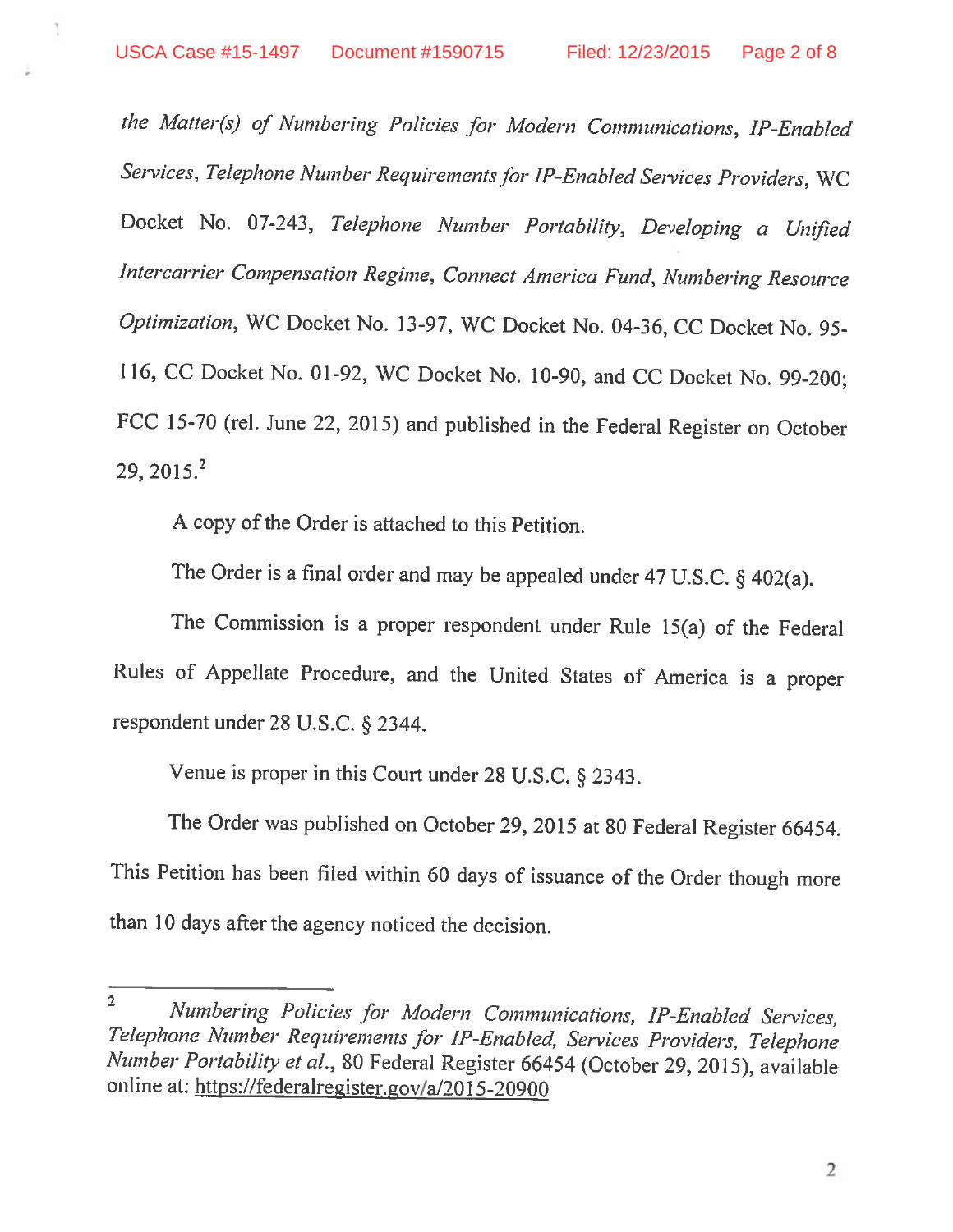*the Matter(s) of Numbering Policies for Modern Communications, IP-Enabled Services, Telephone Number Requirements for IP-Enabled Services Providers*, WC Docket No. 07-243, *Telephone Number Portability, Developing a Unified Intercarrier Compensation Regime, Connect America Fund, Numbering Resource Optimization*, WC Docket No. 13-97, WC Docket No. 04-36, CC Docket No. 95-116, CC Docket No. 01-92, WC Docket No. 10-90, and CC Docket No. 99-200; FCC 15-70 (rel. June 22, 2015) and published in the Federal Register on October 29, 2015.[2]

A copy of the Order is attached to this Petition.

The Order is a final order and may be appealed under 47 U.S.C. § 402(a).

The Commission is a proper respondent under Rule 15(a) of the Federal Rules of Appellate Procedure, and the United States of America is a proper respondent under 28 U.S.C. § 2344.

Venue is proper in this Court under 28 U.S.C. § 2343.

The Order was published on October 29, 2015 at 80 Federal Register 66454. This Petition has been filed within 60 days of issuance of the Order though more than 10 days after the agency noticed the decision.

---

[2] *Numbering Policies for Modern Communications, IP-Enabled Services, Telephone Number Requirements for IP-Enabled, Services Providers, Telephone Number Portability et al.*, 80 Federal Register 66454 (October 29, 2015), available online at: https://federalregister.gov/a/2015-20900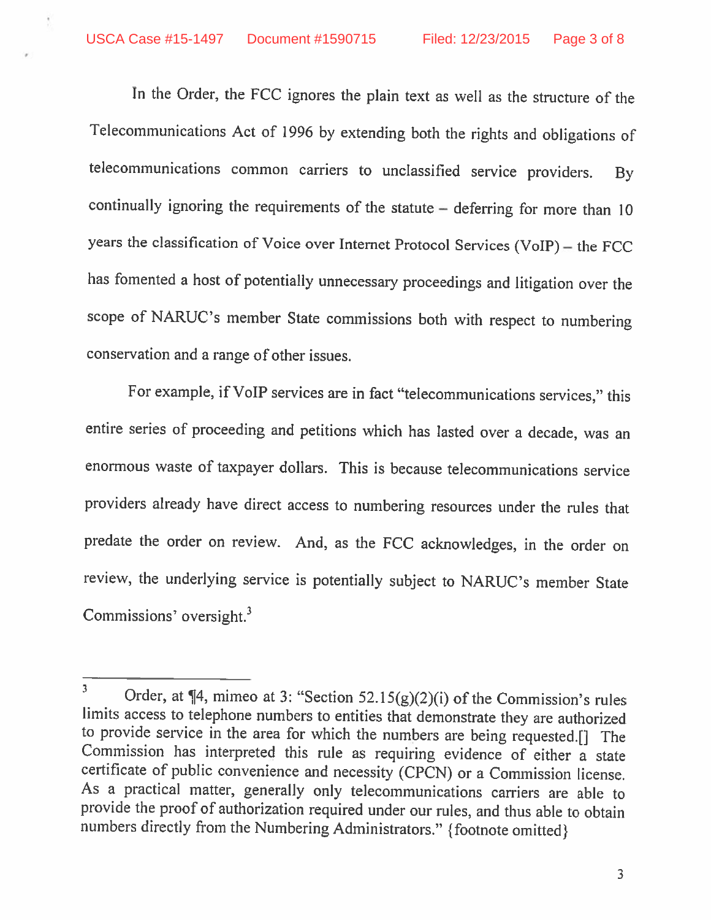In the Order, the FCC ignores the plain text as well as the structure of the Telecommunications Act of 1996 by extending both the rights and obligations of telecommunications common carriers to unclassified service providers. By continually ignoring the requirements of the statute – deferring for more than 10 years the classification of Voice over Internet Protocol Services (VoIP) – the FCC has fomented a host of potentially unnecessary proceedings and litigation over the scope of NARUC's member State commissions both with respect to numbering conservation and a range of other issues.

For example, if VoIP services are in fact "telecommunications services," this entire series of proceeding and petitions which has lasted over a decade, was an enormous waste of taxpayer dollars. This is because telecommunications service providers already have direct access to numbering resources under the rules that predate the order on review. And, as the FCC acknowledges, in the order on review, the underlying service is potentially subject to NARUC's member State Commissions' oversight.[3]

---

[3] Order, at ¶4, mimeo at 3: "Section 52.15(g)(2)(i) of the Commission's rules limits access to telephone numbers to entities that demonstrate they are authorized to provide service in the area for which the numbers are being requested.[] The Commission has interpreted this rule as requiring evidence of either a state certificate of public convenience and necessity (CPCN) or a Commission license. As a practical matter, generally only telecommunications carriers are able to provide the proof of authorization required under our rules, and thus able to obtain numbers directly from the Numbering Administrators." {footnote omitted}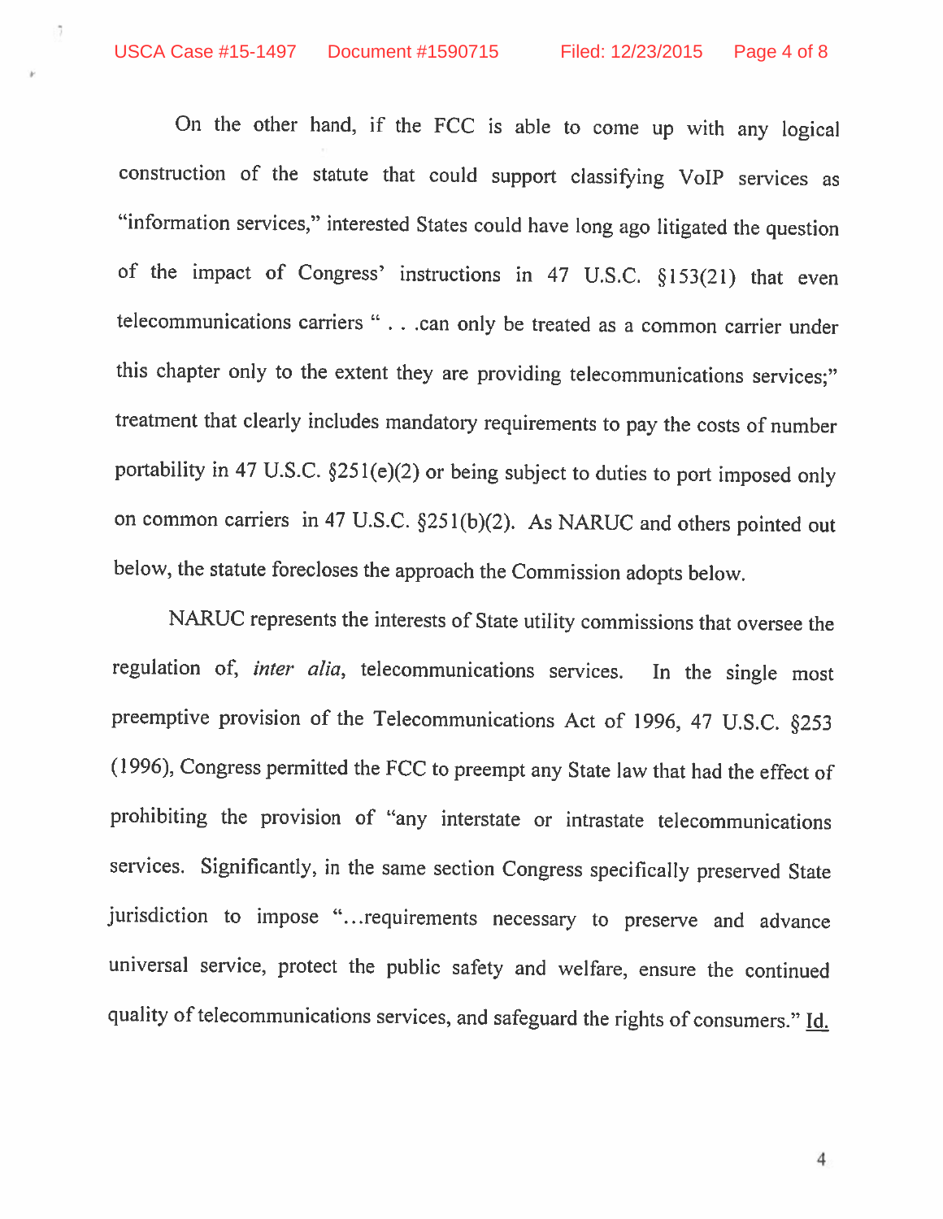On the other hand, if the FCC is able to come up with any logical construction of the statute that could support classifying VoIP services as "information services," interested States could have long ago litigated the question of the impact of Congress' instructions in 47 U.S.C. §153(21) that even telecommunications carriers " . . .can only be treated as a common carrier under this chapter only to the extent they are providing telecommunications services;" treatment that clearly includes mandatory requirements to pay the costs of number portability in 47 U.S.C. §251(e)(2) or being subject to duties to port imposed only on common carriers in 47 U.S.C. §251(b)(2). As NARUC and others pointed out below, the statute forecloses the approach the Commission adopts below.

NARUC represents the interests of State utility commissions that oversee the regulation of, *inter alia*, telecommunications services. In the single most preemptive provision of the Telecommunications Act of 1996, 47 U.S.C. §253 (1996), Congress permitted the FCC to preempt any State law that had the effect of prohibiting the provision of "any interstate or intrastate telecommunications services. Significantly, in the same section Congress specifically preserved State jurisdiction to impose "...requirements necessary to preserve and advance universal service, protect the public safety and welfare, ensure the continued quality of telecommunications services, and safeguard the rights of consumers." Id.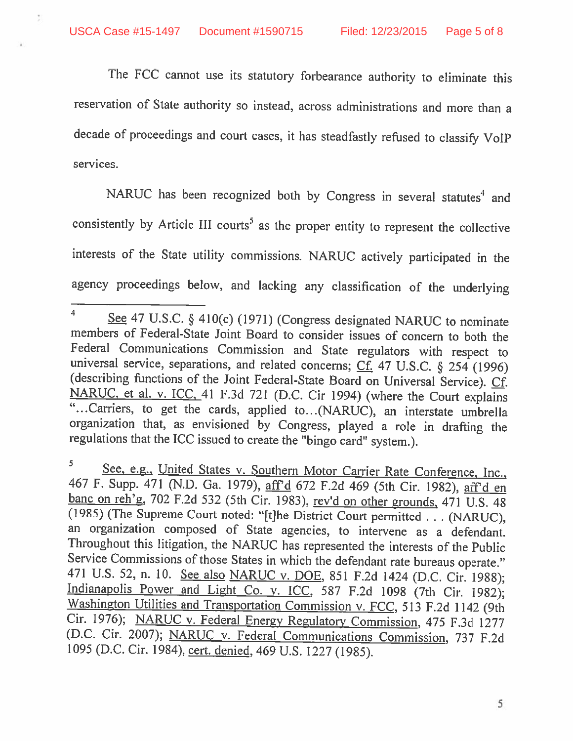The FCC cannot use its statutory forbearance authority to eliminate this reservation of State authority so instead, across administrations and more than a decade of proceedings and court cases, it has steadfastly refused to classify VoIP services.

NARUC has been recognized both by Congress in several statutes[4] and consistently by Article III courts[5] as the proper entity to represent the collective interests of the State utility commissions. NARUC actively participated in the agency proceedings below, and lacking any classification of the underlying

---

[4] See 47 U.S.C. § 410(c) (1971) (Congress designated NARUC to nominate members of Federal-State Joint Board to consider issues of concern to both the Federal Communications Commission and State regulators with respect to universal service, separations, and related concerns; Cf. 47 U.S.C. § 254 (1996) (describing functions of the Joint Federal-State Board on Universal Service). Cf. NARUC, et al. v. ICC, 41 F.3d 721 (D.C. Cir 1994) (where the Court explains "...Carriers, to get the cards, applied to...(NARUC), an interstate umbrella organization that, as envisioned by Congress, played a role in drafting the regulations that the ICC issued to create the "bingo card" system.).

[5] See, e.g., United States v. Southern Motor Carrier Rate Conference, Inc., 467 F. Supp. 471 (N.D. Ga. 1979), aff'd 672 F.2d 469 (5th Cir. 1982), aff'd en banc on reh'g, 702 F.2d 532 (5th Cir. 1983), rev'd on other grounds, 471 U.S. 48 (1985) (The Supreme Court noted: "[t]he District Court permitted . . . (NARUC), an organization composed of State agencies, to intervene as a defendant. Throughout this litigation, the NARUC has represented the interests of the Public Service Commissions of those States in which the defendant rate bureaus operate." 471 U.S. 52, n. 10. See also NARUC v. DOE, 851 F.2d 1424 (D.C. Cir. 1988); Indianapolis Power and Light Co. v. ICC, 587 F.2d 1098 (7th Cir. 1982); Washington Utilities and Transportation Commission v. FCC, 513 F.2d 1142 (9th Cir. 1976); NARUC v. Federal Energy Regulatory Commission, 475 F.3d 1277 (D.C. Cir. 2007); NARUC v. Federal Communications Commission, 737 F.2d 1095 (D.C. Cir. 1984), cert. denied, 469 U.S. 1227 (1985).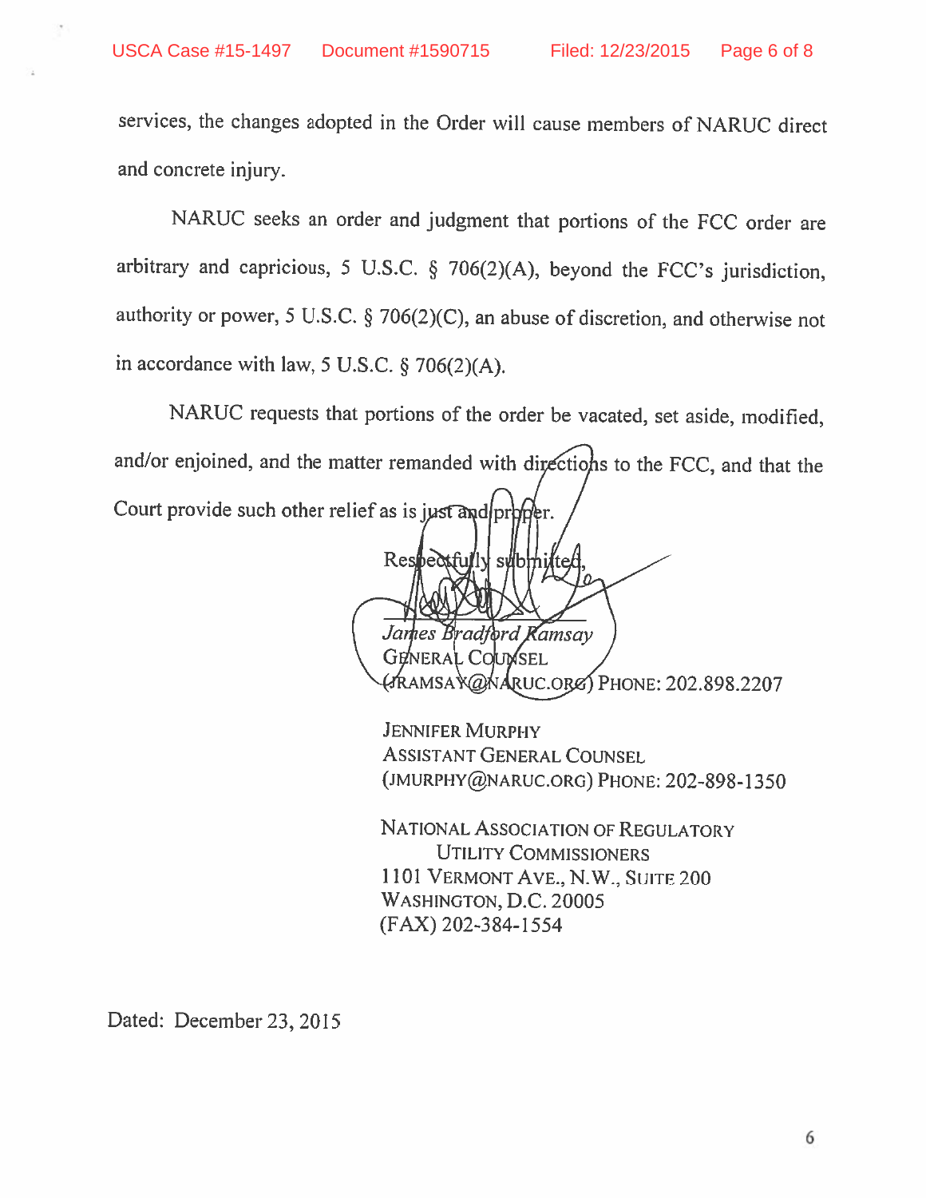services, the changes adopted in the Order will cause members of NARUC direct and concrete injury.

NARUC seeks an order and judgment that portions of the FCC order are arbitrary and capricious, 5 U.S.C. § 706(2)(A), beyond the FCC's jurisdiction, authority or power, 5 U.S.C. § 706(2)(C), an abuse of discretion, and otherwise not in accordance with law, 5 U.S.C. § 706(2)(A).

NARUC requests that portions of the order be vacated, set aside, modified, and/or enjoined, and the matter remanded with directions to the FCC, and that the Court provide such other relief as is just and proper.

Respectfully submitted,

*James Bradford Ramsay*
GENERAL COUNSEL
(JRAMSAY@NARUC.ORG) PHONE: 202.898.2207

JENNIFER MURPHY
ASSISTANT GENERAL COUNSEL
(JMURPHY@NARUC.ORG) PHONE: 202-898-1350

NATIONAL ASSOCIATION OF REGULATORY
UTILITY COMMISSIONERS
1101 VERMONT AVE., N.W., SUITE 200
WASHINGTON, D.C. 20005
(FAX) 202-384-1554

Dated: December 23, 2015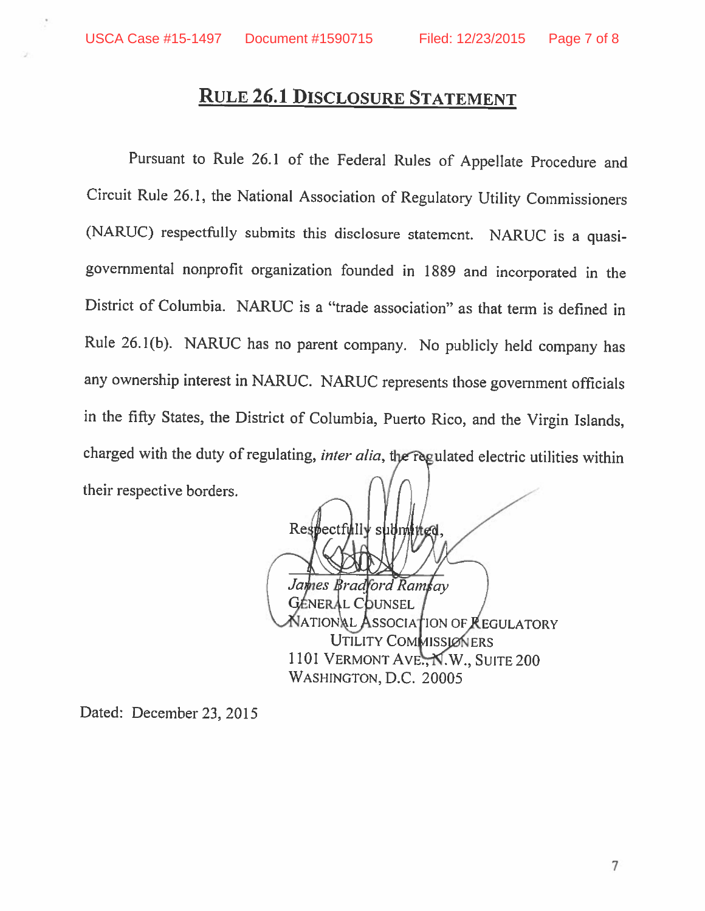# RULE 26.1 DISCLOSURE STATEMENT

Pursuant to Rule 26.1 of the Federal Rules of Appellate Procedure and Circuit Rule 26.1, the National Association of Regulatory Utility Commissioners (NARUC) respectfully submits this disclosure statement. NARUC is a quasi-governmental nonprofit organization founded in 1889 and incorporated in the District of Columbia. NARUC is a "trade association" as that term is defined in Rule 26.1(b). NARUC has no parent company. No publicly held company has any ownership interest in NARUC. NARUC represents those government officials in the fifty States, the District of Columbia, Puerto Rico, and the Virgin Islands, charged with the duty of regulating, *inter alia*, the regulated electric utilities within their respective borders.

Respectfully submitted,

*James Bradford Ramsay*
GENERAL COUNSEL
NATIONAL ASSOCIATION OF REGULATORY UTILITY COMMISSIONERS
1101 VERMONT AVE., N.W., SUITE 200
WASHINGTON, D.C. 20005

Dated: December 23, 2015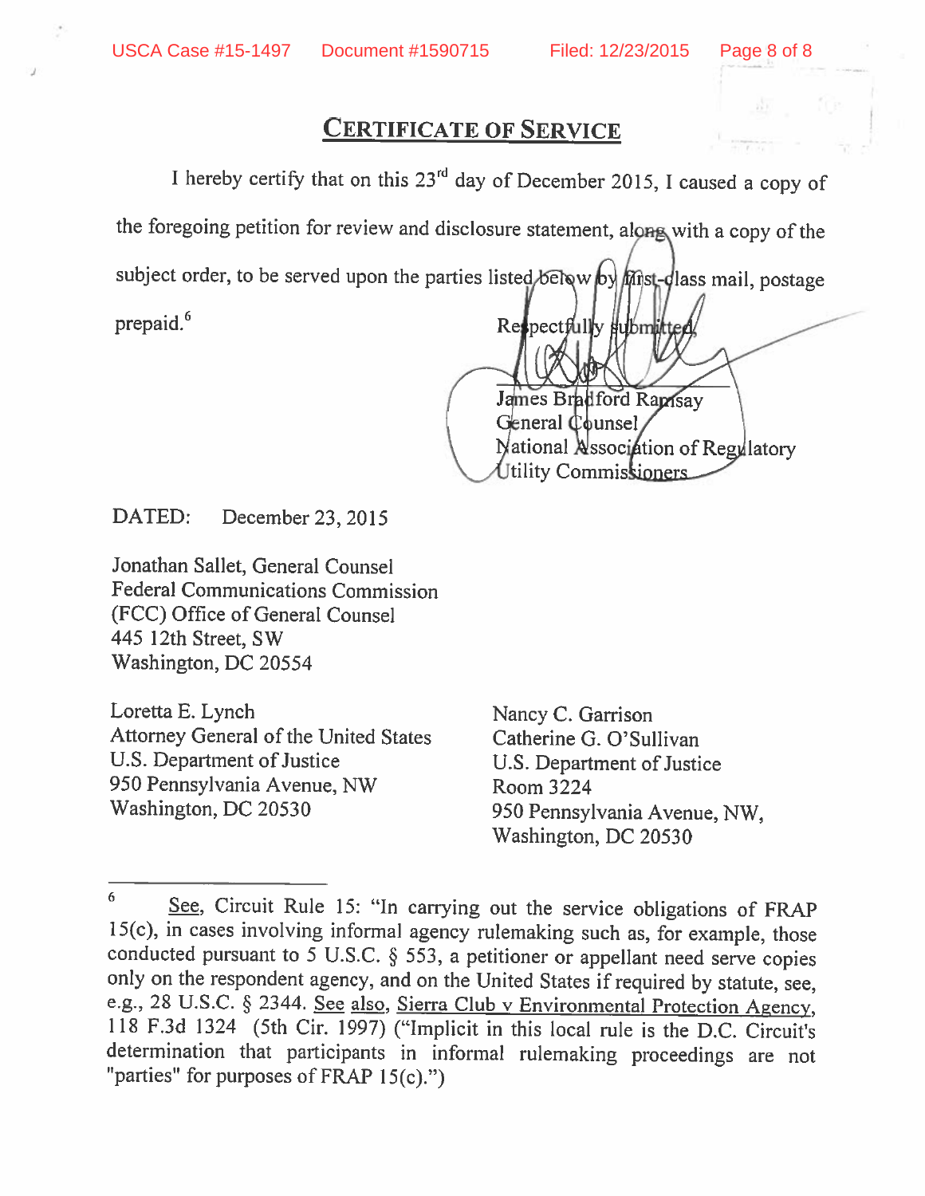## CERTIFICATE OF SERVICE

I hereby certify that on this 23rd day of December 2015, I caused a copy of the foregoing petition for review and disclosure statement, along with a copy of the subject order, to be served upon the parties listed below by first-class mail, postage prepaid.[6]

Respectfully submitted,

James Bradford Ramsay
General Counsel
National Association of Regulatory Utility Commissioners

DATED: December 23, 2015

Jonathan Sallet, General Counsel
Federal Communications Commission
(FCC) Office of General Counsel
445 12th Street, SW
Washington, DC 20554

Loretta E. Lynch
Attorney General of the United States
U.S. Department of Justice
950 Pennsylvania Avenue, NW
Washington, DC 20530

Nancy C. Garrison
Catherine G. O'Sullivan
U.S. Department of Justice
Room 3224
950 Pennsylvania Avenue, NW,
Washington, DC 20530

---

[6] See, Circuit Rule 15: "In carrying out the service obligations of FRAP 15(c), in cases involving informal agency rulemaking such as, for example, those conducted pursuant to 5 U.S.C. § 553, a petitioner or appellant need serve copies only on the respondent agency, and on the United States if required by statute, see, e.g., 28 U.S.C. § 2344. See also, Sierra Club v Environmental Protection Agency, 118 F.3d 1324 (5th Cir. 1997) ("Implicit in this local rule is the D.C. Circuit's determination that participants in informal rulemaking proceedings are not "parties" for purposes of FRAP 15(c).")